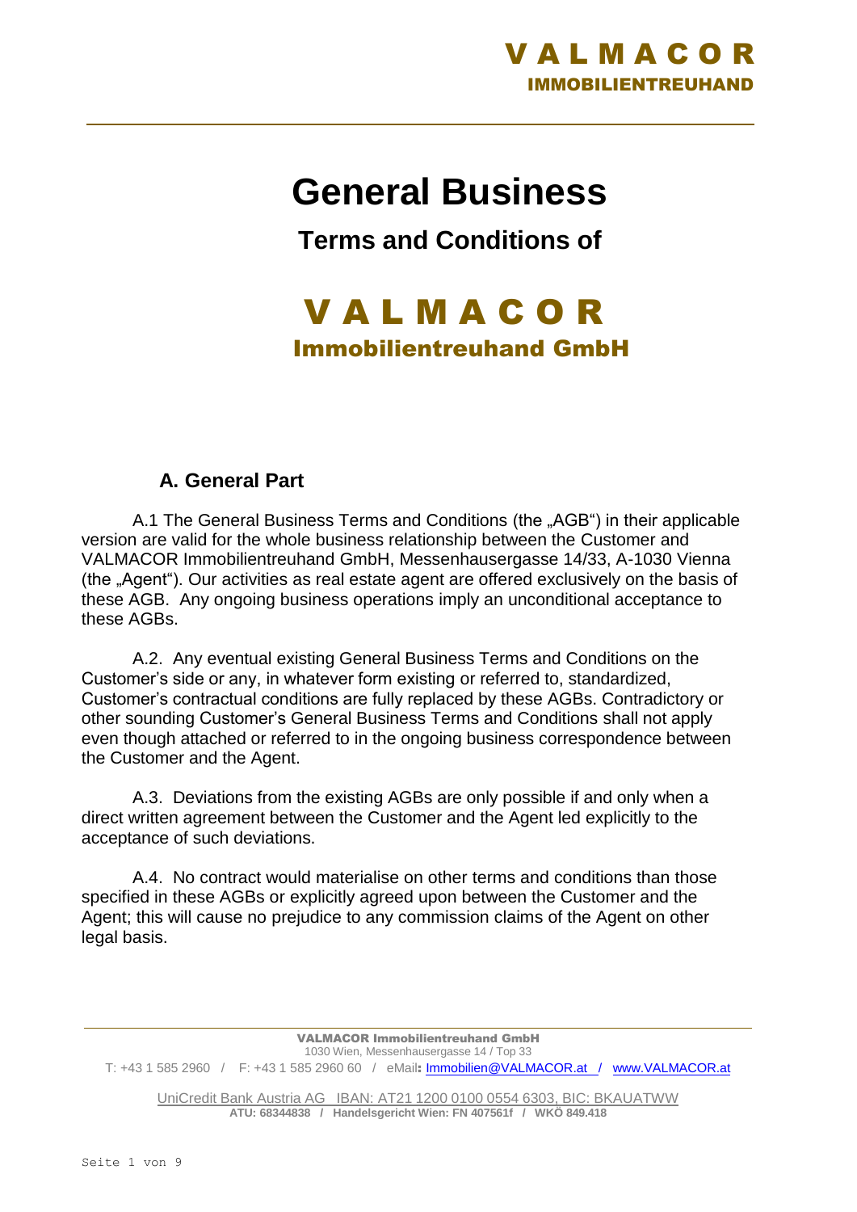# General Business

## Terms and Conditions of

# V A L M A C O R

## Immobilientreuhand GmbH

### A. General Part

A.1 The General Business Terms and Conditions (the „AGB") in their applicable version are valid for the whole business relationship between the Customer and VALMACOR Immobilientreuhand GmbH, Messenhausergasse 14/33, A-1030 Vienna (the „Agent"). Our activities as real estate agent are offered exclusively on the basis of these AGB. Any ongoing business operations imply an unconditional acceptance to these AGBs.

A.2. Any eventual existing General Business Terms and Conditions on the Customer's side or any, in whatever form existing or referred to, standardized, Customer's contractual conditions are fully replaced by these AGBs. Contradictory or other sounding Customer's General Business Terms and Conditions shall not apply even though attached or referred to in the ongoing business correspondence between the Customer and the Agent.

A.3. Deviations from the existing AGBs are only possible if and only when a direct written agreement between the Customer and the Agent led explicitly to the acceptance of such deviations.

A.4. No contract would materialise on other terms and conditions than those specified in these AGBs or explicitly agreed upon between the Customer and the Agent; this will cause no prejudice to any commission claims of the Agent on other legal basis.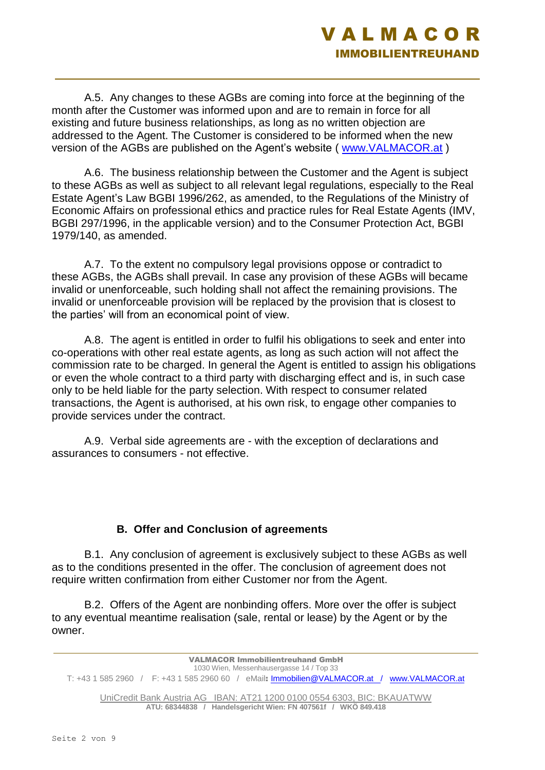A.5. Any changes to these AGBs are coming into force at the beginning of the month after the Customer was informed upon and are to remain in force for all existing and future business relationships, as long as no written objection are addressed to the Agent. The Customer is considered to be informed when the new version of the AGBs are published on the Agent's website ( www.VALMACOR.at )

A.6. The business relationship between the Customer and the Agent is subject to these AGBs as well as subject to all relevant legal regulations, especially to the Real Estate Agent's Law BGBI 1996/262, as amended, to the Regulations of the Ministry of Economic Affairs on professional ethics and practice rules for Real Estate Agents (IMV, BGBI 297/1996, in the applicable version) and to the Consumer Protection Act, BGBI 1979/140, as amended.

A.7. To the extent no compulsory legal provisions oppose or contradict to these AGBs, the AGBs shall prevail. In case any provision of these AGBs will became invalid or unenforceable, such holding shall not affect the remaining provisions. The invalid or unenforceable provision will be replaced by the provision that is closest to the parties' will from an economical point of view.

A.8. The agent is entitled in order to fulfil his obligations to seek and enter into co-operations with other real estate agents, as long as such action will not affect the commission rate to be charged. In general the Agent is entitled to assign his obligations or even the whole contract to a third party with discharging effect and is, in such case only to be held liable for the party selection. With respect to consumer related transactions, the Agent is authorised, at his own risk, to engage other companies to provide services under the contract.

A.9. Verbal side agreements are - with the exception of declarations and assurances to consumers - not effective.

## B. Offer and Conclusion of agreements

B.1. Any conclusion of agreement is exclusively subject to these AGBs as well as to the conditions presented in the offer. The conclusion of agreement does not require written confirmation from either Customer nor from the Agent.

B.2. Offers of the Agent are nonbinding offers. More over the offer is subject to any eventual meantime realisation (sale, rental or lease) by the Agent or by the owner.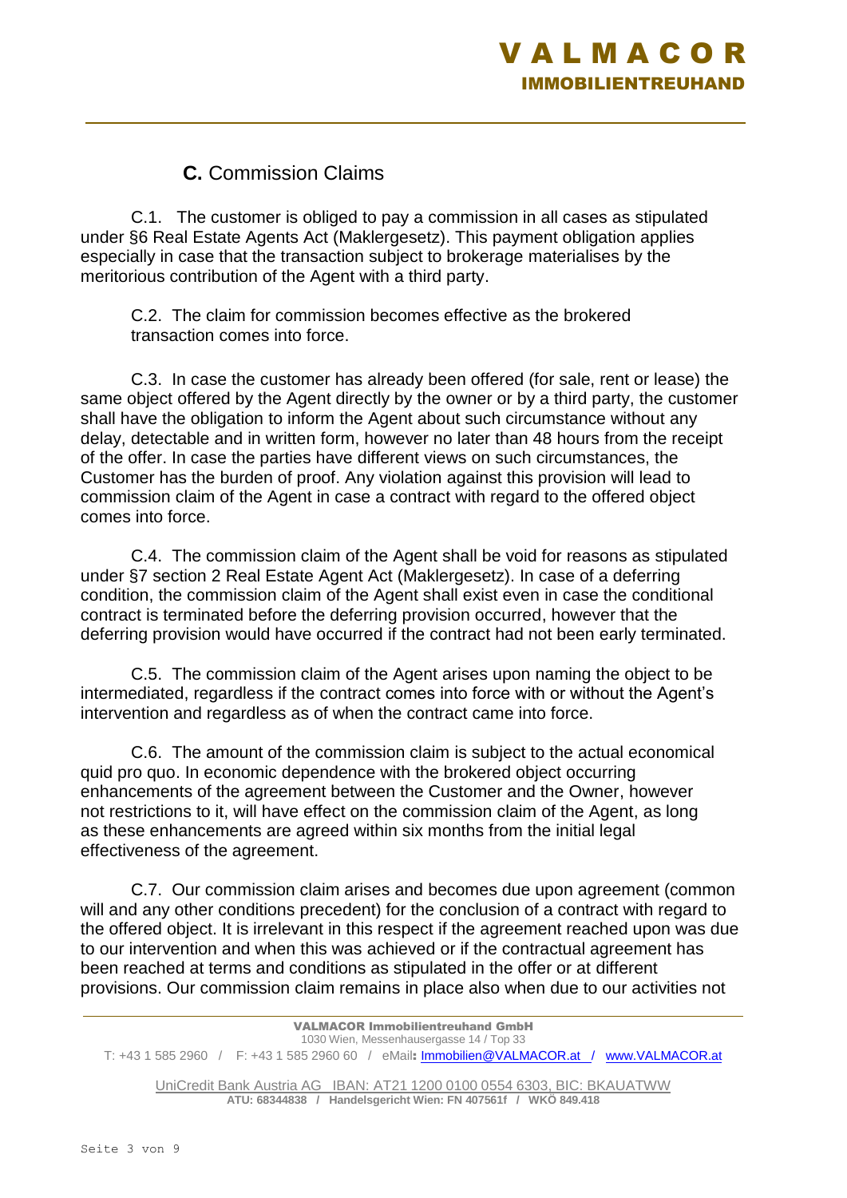## **C.** Commission Claims

C.1. The customer is obliged to pay a commission in all cases as stipulated under §6 Real Estate Agents Act (Maklergesetz). This payment obligation applies especially in case that the transaction subject to brokerage materialises by the meritorious contribution of the Agent with a third party.

C.2. The claim for commission becomes effective as the brokered transaction comes into force.

C.3. In case the customer has already been offered (for sale, rent or lease) the same object offered by the Agent directly by the owner or by a third party, the customer shall have the obligation to inform the Agent about such circumstance without any delay, detectable and in written form, however no later than 48 hours from the receipt of the offer. In case the parties have different views on such circumstances, the Customer has the burden of proof. Any violation against this provision will lead to commission claim of the Agent in case a contract with regard to the offered object comes into force.

C.4. The commission claim of the Agent shall be void for reasons as stipulated under §7 section 2 Real Estate Agent Act (Maklergesetz). In case of a deferring condition, the commission claim of the Agent shall exist even in case the conditional contract is terminated before the deferring provision occurred, however that the deferring provision would have occurred if the contract had not been early terminated.

C.5. The commission claim of the Agent arises upon naming the object to be intermediated, regardless if the contract comes into force with or without the Agent's intervention and regardless as of when the contract came into force.

C.6. The amount of the commission claim is subject to the actual economical quid pro quo. In economic dependence with the brokered object occurring enhancements of the agreement between the Customer and the Owner, however not restrictions to it, will have effect on the commission claim of the Agent, as long as these enhancements are agreed within six months from the initial legal effectiveness of the agreement.

C.7. Our commission claim arises and becomes due upon agreement (common will and any other conditions precedent) for the conclusion of a contract with regard to the offered object. It is irrelevant in this respect if the agreement reached upon was due to our intervention and when this was achieved or if the contractual agreement has been reached at terms and conditions as stipulated in the offer or at different provisions. Our commission claim remains in place also when due to our activities not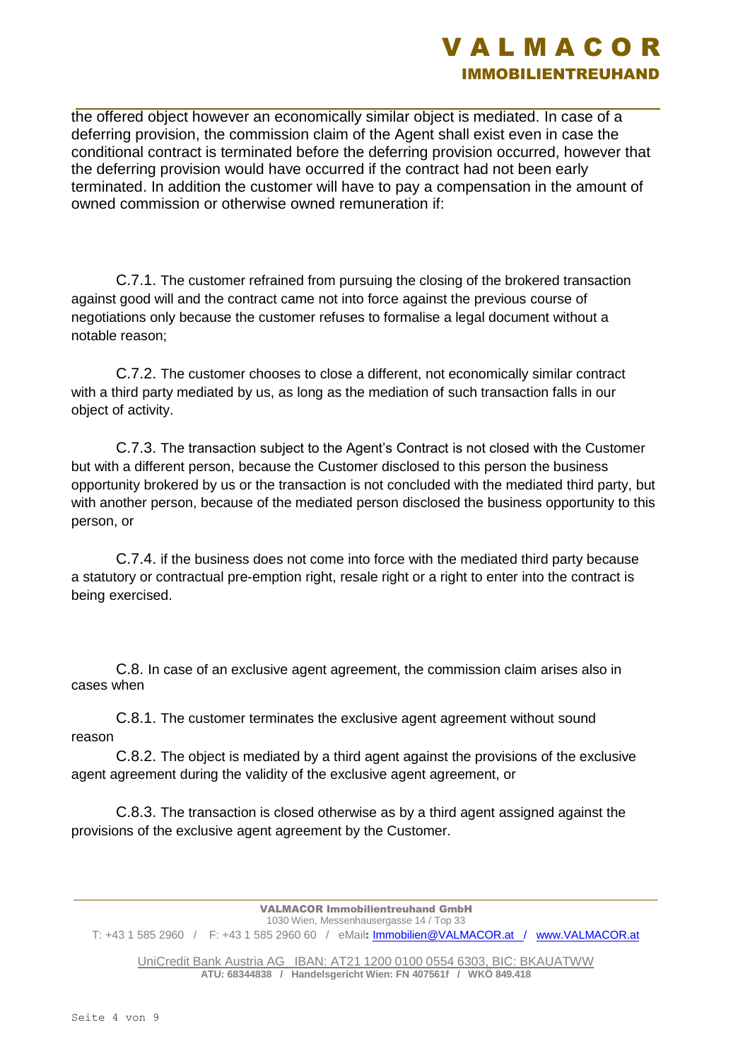the offered object however an economically similar object is mediated. In case of a deferring provision, the commission claim of the Agent shall exist even in case the conditional contract is terminated before the deferring provision occurred, however that the deferring provision would have occurred if the contract had not been early terminated. In addition the customer will have to pay a compensation in the amount of owned commission or otherwise owned remuneration if:

C.7.1. The customer refrained from pursuing the closing of the brokered transaction against good will and the contract came not into force against the previous course of negotiations only because the customer refuses to formalise a legal document without a notable reason;

C.7.2. The customer chooses to close a different, not economically similar contract with a third party mediated by us, as long as the mediation of such transaction falls in our object of activity.

C.7.3. The transaction subject to the Agent's Contract is not closed with the Customer but with a different person, because the Customer disclosed to this person the business opportunity brokered by us or the transaction is not concluded with the mediated third party, but with another person, because of the mediated person disclosed the business opportunity to this person, or

C.7.4. if the business does not come into force with the mediated third party because a statutory or contractual pre-emption right, resale right or a right to enter into the contract is being exercised.

C.8. In case of an exclusive agent agreement, the commission claim arises also in cases when

C.8.1. The customer terminates the exclusive agent agreement without sound reason

C.8.2. The object is mediated by a third agent against the provisions of the exclusive agent agreement during the validity of the exclusive agent agreement, or

C.8.3. The transaction is closed otherwise as by a third agent assigned against the provisions of the exclusive agent agreement by the Customer.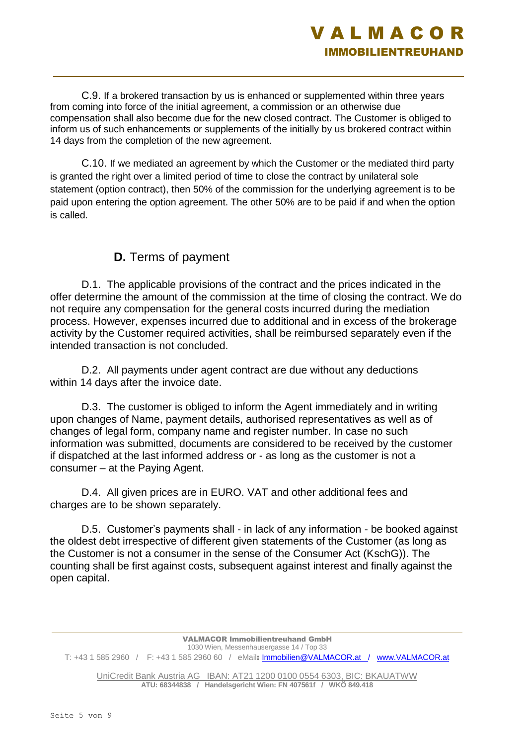C.9. If a brokered transaction by us is enhanced or supplemented within three years from coming into force of the initial agreement, a commission or an otherwise due compensation shall also become due for the new closed contract. The Customer is obliged to inform us of such enhancements or supplements of the initially by us brokered contract within 14 days from the completion of the new agreement.

C.10. If we mediated an agreement by which the Customer or the mediated third party is granted the right over a limited period of time to close the contract by unilateral sole statement (option contract), then 50% of the commission for the underlying agreement is to be paid upon entering the option agreement. The other 50% are to be paid if and when the option is called.

## **D.** Terms of payment

D.1. The applicable provisions of the contract and the prices indicated in the offer determine the amount of the commission at the time of closing the contract. We do not require any compensation for the general costs incurred during the mediation process. However, expenses incurred due to additional and in excess of the brokerage activity by the Customer required activities, shall be reimbursed separately even if the intended transaction is not concluded.

D.2. All payments under agent contract are due without any deductions within 14 days after the invoice date.

D.3. The customer is obliged to inform the Agent immediately and in writing upon changes of Name, payment details, authorised representatives as well as of changes of legal form, company name and register number. In case no such information was submitted, documents are considered to be received by the customer if dispatched at the last informed address or - as long as the customer is not a consumer – at the Paying Agent.

D.4. All given prices are in EURO. VAT and other additional fees and charges are to be shown separately.

D.5. Customer's payments shall - in lack of any information - be booked against the oldest debt irrespective of different given statements of the Customer (as long as the Customer is not a consumer in the sense of the Consumer Act (KschG)). The counting shall be first against costs, subsequent against interest and finally against the open capital.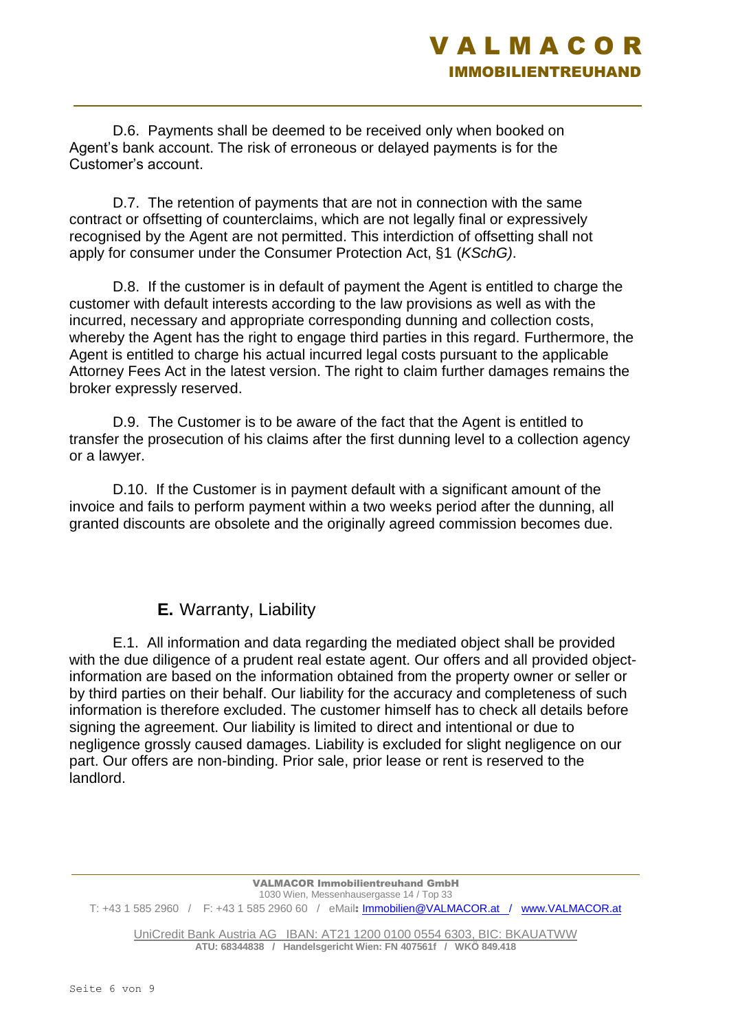D.6. Payments shall be deemed to be received only when booked on Agent's bank account. The risk of erroneous or delayed payments is for the Customer's account.

D.7. The retention of payments that are not in connection with the same contract or offsetting of counterclaims, which are not legally final or expressively recognised by the Agent are not permitted. This interdiction of offsetting shall not apply for consumer under the Consumer Protection Act, §1 (*KSchG)*.

D.8. If the customer is in default of payment the Agent is entitled to charge the customer with default interests according to the law provisions as well as with the incurred, necessary and appropriate corresponding dunning and collection costs, whereby the Agent has the right to engage third parties in this regard. Furthermore, the Agent is entitled to charge his actual incurred legal costs pursuant to the applicable Attorney Fees Act in the latest version. The right to claim further damages remains the broker expressly reserved.

D.9. The Customer is to be aware of the fact that the Agent is entitled to transfer the prosecution of his claims after the first dunning level to a collection agency or a lawyer.

D.10. If the Customer is in payment default with a significant amount of the invoice and fails to perform payment within a two weeks period after the dunning, all granted discounts are obsolete and the originally agreed commission becomes due.

## **E.** Warranty, Liability

E.1. All information and data regarding the mediated object shall be provided with the due diligence of a prudent real estate agent. Our offers and all provided object-information are based on the information obtained from the property owner or seller or by third parties on their behalf. Our liability for the accuracy and completeness of such information is therefore excluded. The customer himself has to check all details before signing the agreement. Our liability is limited to direct and intentional or due to negligence grossly caused damages. Liability is excluded for slight negligence on our part. Our offers are non-binding. Prior sale, prior lease or rent is reserved to the landlord.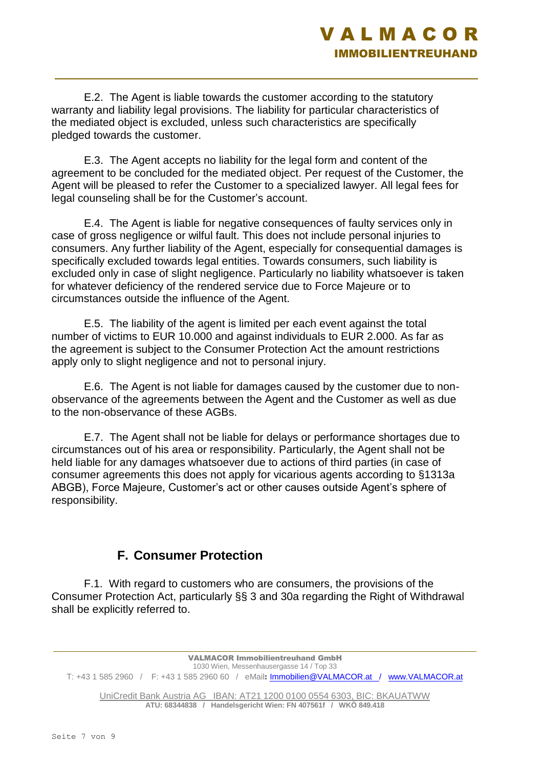E.2. The Agent is liable towards the customer according to the statutory warranty and liability legal provisions. The liability for particular characteristics of the mediated object is excluded, unless such characteristics are specifically pledged towards the customer.

E.3. The Agent accepts no liability for the legal form and content of the agreement to be concluded for the mediated object. Per request of the Customer, the Agent will be pleased to refer the Customer to a specialized lawyer. All legal fees for legal counseling shall be for the Customer's account.

E.4. The Agent is liable for negative consequences of faulty services only in case of gross negligence or wilful fault. This does not include personal injuries to consumers. Any further liability of the Agent, especially for consequential damages is specifically excluded towards legal entities. Towards consumers, such liability is excluded only in case of slight negligence. Particularly no liability whatsoever is taken for whatever deficiency of the rendered service due to Force Majeure or to circumstances outside the influence of the Agent.

E.5. The liability of the agent is limited per each event against the total number of victims to EUR 10.000 and against individuals to EUR 2.000. As far as the agreement is subject to the Consumer Protection Act the amount restrictions apply only to slight negligence and not to personal injury.

E.6. The Agent is not liable for damages caused by the customer due to non-observance of the agreements between the Agent and the Customer as well as due to the non-observance of these AGBs.

E.7. The Agent shall not be liable for delays or performance shortages due to circumstances out of his area or responsibility. Particularly, the Agent shall not be held liable for any damages whatsoever due to actions of third parties (in case of consumer agreements this does not apply for vicarious agents according to §1313a ABGB), Force Majeure, Customer's act or other causes outside Agent's sphere of responsibility.

## F. Consumer Protection

F.1. With regard to customers who are consumers, the provisions of the Consumer Protection Act, particularly §§ 3 and 30a regarding the Right of Withdrawal shall be explicitly referred to.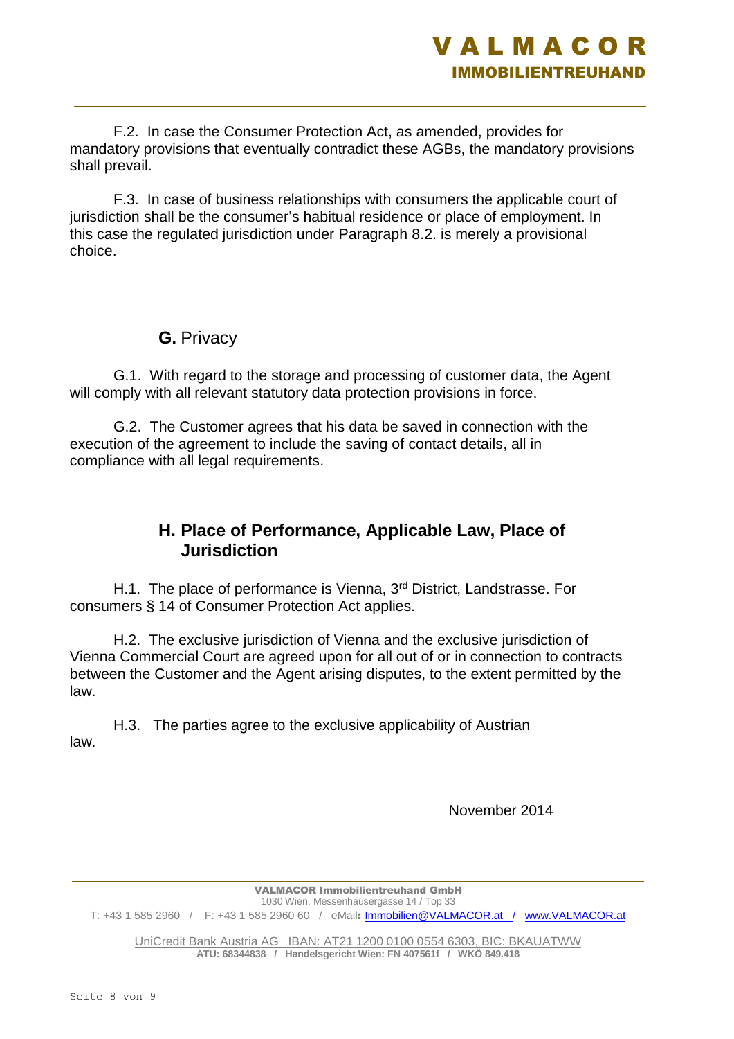F.2. In case the Consumer Protection Act, as amended, provides for mandatory provisions that eventually contradict these AGBs, the mandatory provisions shall prevail.

F.3. In case of business relationships with consumers the applicable court of jurisdiction shall be the consumer's habitual residence or place of employment. In this case the regulated jurisdiction under Paragraph 8.2. is merely a provisional choice.

## **G.** Privacy

G.1. With regard to the storage and processing of customer data, the Agent will comply with all relevant statutory data protection provisions in force.

G.2. The Customer agrees that his data be saved in connection with the execution of the agreement to include the saving of contact details, all in compliance with all legal requirements.

## H. Place of Performance, Applicable Law, Place of Jurisdiction

H.1. The place of performance is Vienna, 3rd District, Landstrasse. For consumers § 14 of Consumer Protection Act applies.

H.2. The exclusive jurisdiction of Vienna and the exclusive jurisdiction of Vienna Commercial Court are agreed upon for all out of or in connection to contracts between the Customer and the Agent arising disputes, to the extent permitted by the law.

H.3. The parties agree to the exclusive applicability of Austrian law.

November 2014